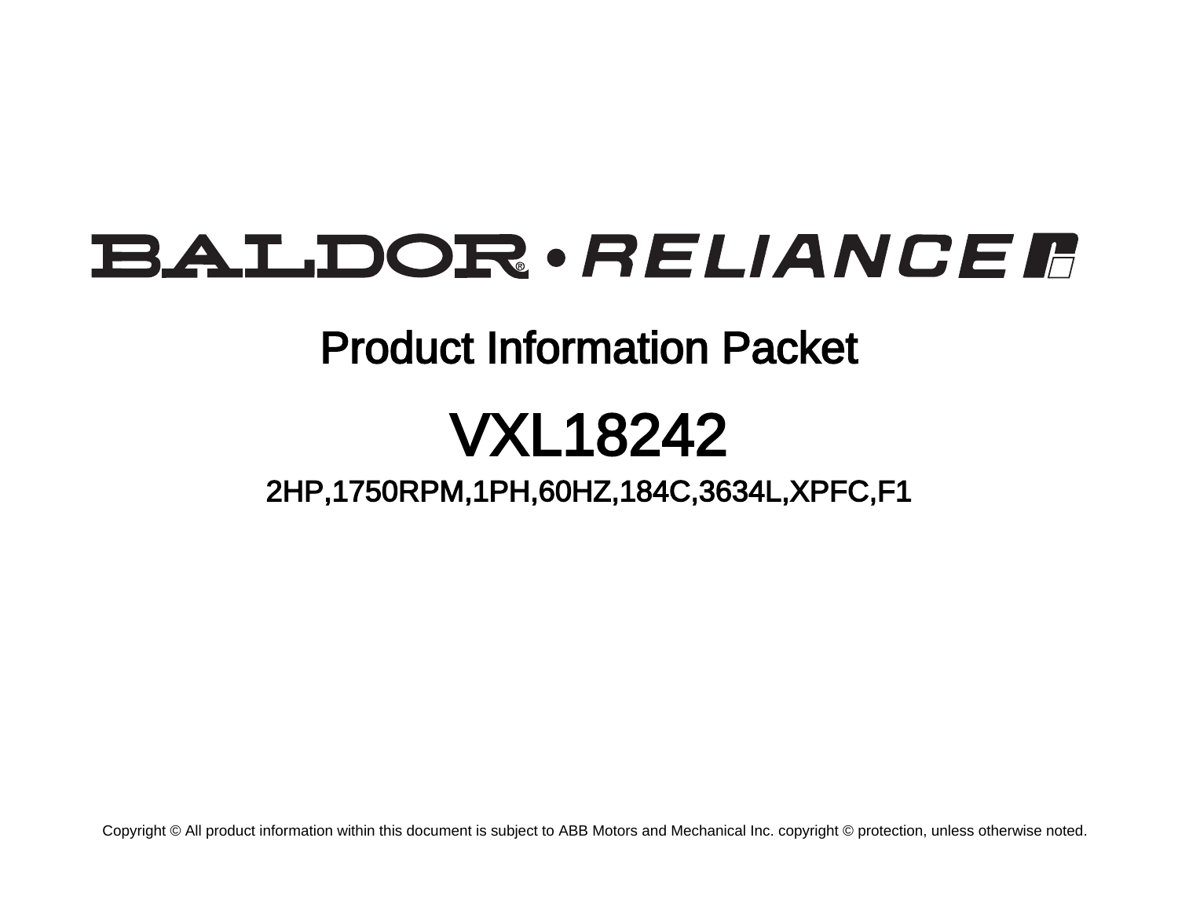BALDOR • RELIANCE

# Product Information Packet

# VXL18242

## 2HP,1750RPM,1PH,60HZ,184C,3634L,XPFC,F1

Copyright © All product information within this document is subject to ABB Motors and Mechanical Inc. copyright © protection, unless otherwise noted.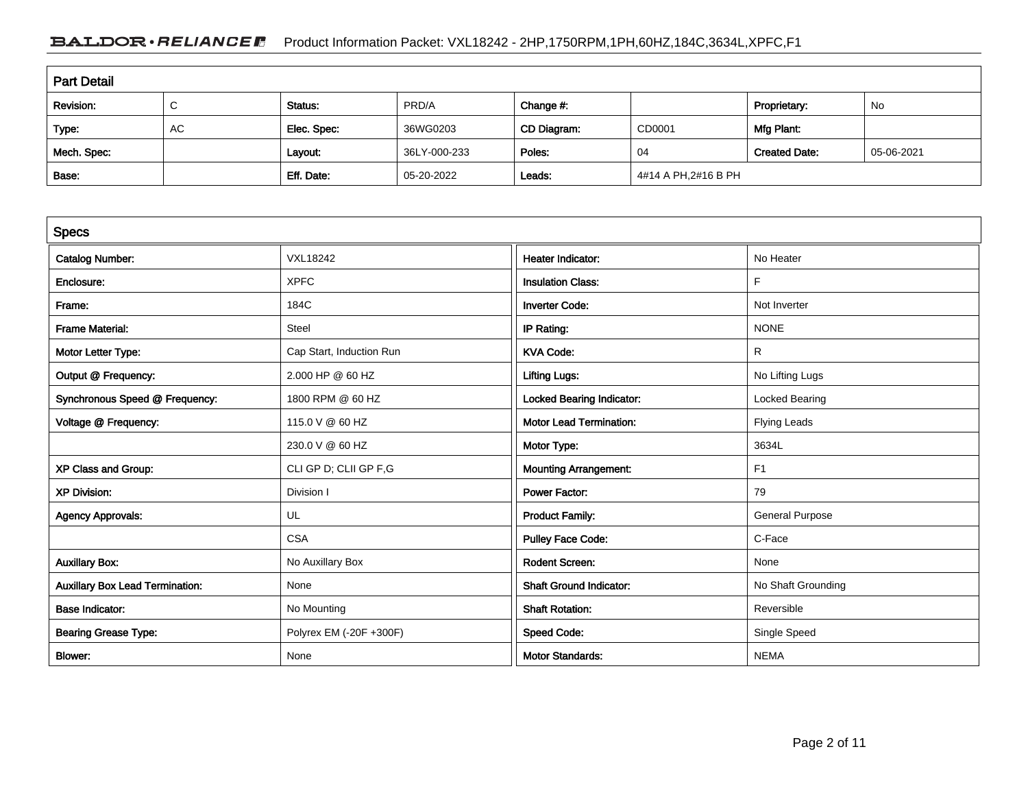## Part Detail

| Revision: | C | Status: | PRD/A | Change #: | | Proprietary: | No |
|---|---|---|---|---|---|---|---|
| Type: | AC | Elec. Spec: | 36WG0203 | CD Diagram: | CD0001 | Mfg Plant: | |
| Mech. Spec: | | Layout: | 36LY-000-233 | Poles: | 04 | Created Date: | 05-06-2021 |
| Base: | | Eff. Date: | 05-20-2022 | Leads: | 4#14 A PH,2#16 B PH | | |

## Specs

| Catalog Number: | VXL18242 | Heater Indicator: | No Heater |
|---|---|---|---|
| Enclosure: | XPFC | Insulation Class: | F |
| Frame: | 184C | Inverter Code: | Not Inverter |
| Frame Material: | Steel | IP Rating: | NONE |
| Motor Letter Type: | Cap Start, Induction Run | KVA Code: | R |
| Output @ Frequency: | 2.000 HP @ 60 HZ | Lifting Lugs: | No Lifting Lugs |
| Synchronous Speed @ Frequency: | 1800 RPM @ 60 HZ | Locked Bearing Indicator: | Locked Bearing |
| Voltage @ Frequency: | 115.0 V @ 60 HZ | Motor Lead Termination: | Flying Leads |
| | 230.0 V @ 60 HZ | Motor Type: | 3634L |
| XP Class and Group: | CLI GP D; CLII GP F,G | Mounting Arrangement: | F1 |
| XP Division: | Division I | Power Factor: | 79 |
| Agency Approvals: | UL | Product Family: | General Purpose |
| | CSA | Pulley Face Code: | C-Face |
| Auxillary Box: | No Auxillary Box | Rodent Screen: | None |
| Auxillary Box Lead Termination: | None | Shaft Ground Indicator: | No Shaft Grounding |
| Base Indicator: | No Mounting | Shaft Rotation: | Reversible |
| Bearing Grease Type: | Polyrex EM (-20F +300F) | Speed Code: | Single Speed |
| Blower: | None | Motor Standards: | NEMA |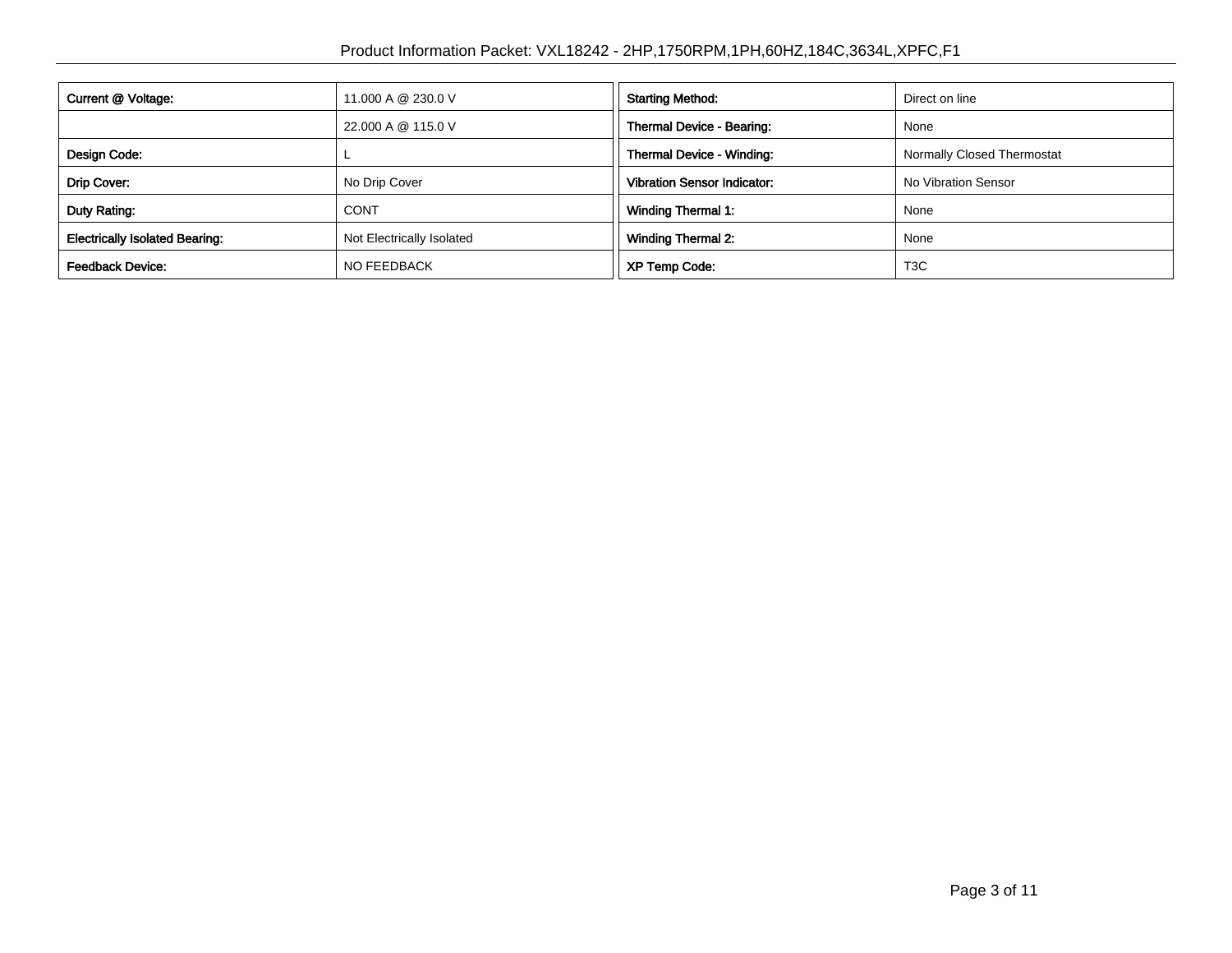| Current @ Voltage: | 11.000 A @ 230.0 V |
| --- | --- |
| | 22.000 A @ 115.0 V |
| Design Code: | L |
| Drip Cover: | No Drip Cover |
| Duty Rating: | CONT |
| Electrically Isolated Bearing: | Not Electrically Isolated |
| Feedback Device: | NO FEEDBACK |

| Starting Method: | Direct on line |
| --- | --- |
| Thermal Device - Bearing: | None |
| Thermal Device - Winding: | Normally Closed Thermostat |
| Vibration Sensor Indicator: | No Vibration Sensor |
| Winding Thermal 1: | None |
| Winding Thermal 2: | None |
| XP Temp Code: | T3C |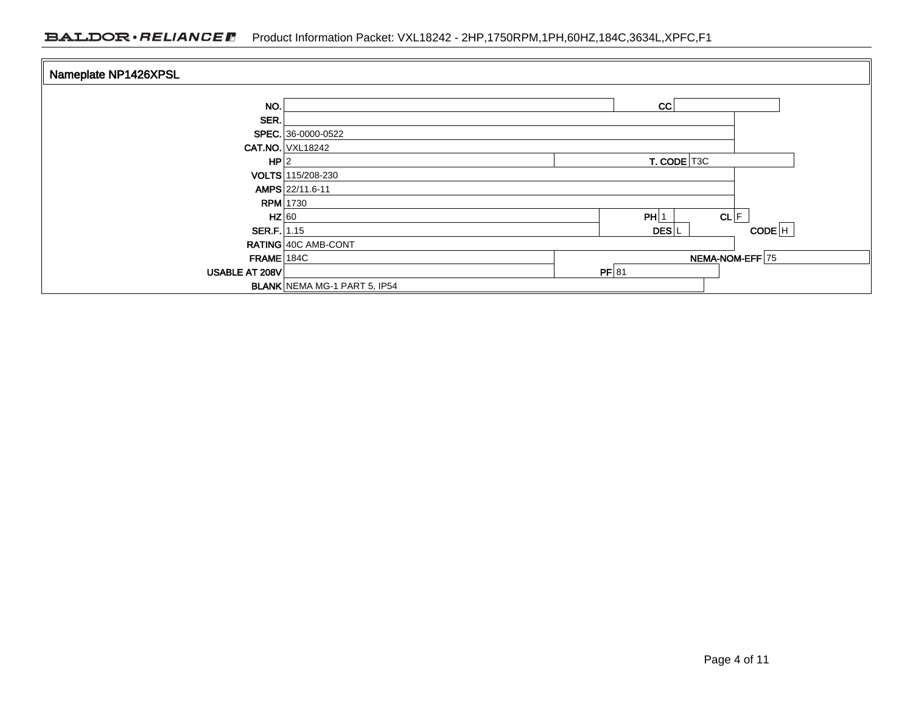## Nameplate NP1426XPSL

| Field | Value | Field | Value | Field | Value | Field | Value |
|---|---|---|---|---|---|---|---|
| NO. | | CC | | | | | |
| SER. | | | | | | | |
| SPEC. | 36-0000-0522 | | | | | | |
| CAT.NO. | VXL18242 | | | | | | |
| HP | 2 | T. CODE | T3C | | | | |
| VOLTS | 115/208-230 | | | | | | |
| AMPS | 22/11.6-11 | | | | | | |
| RPM | 1730 | | | | | | |
| HZ | 60 | PH | 1 | CL | F | | |
| SER.F. | 1.15 | DES | L | CODE | H | | |
| RATING | 40C AMB-CONT | | | | | | |
| FRAME | 184C | NEMA-NOM-EFF | 75 | | | | |
| USABLE AT 208V | | PF | 81 | | | | |
| BLANK | NEMA MG-1 PART 5, IP54 | | | | | | |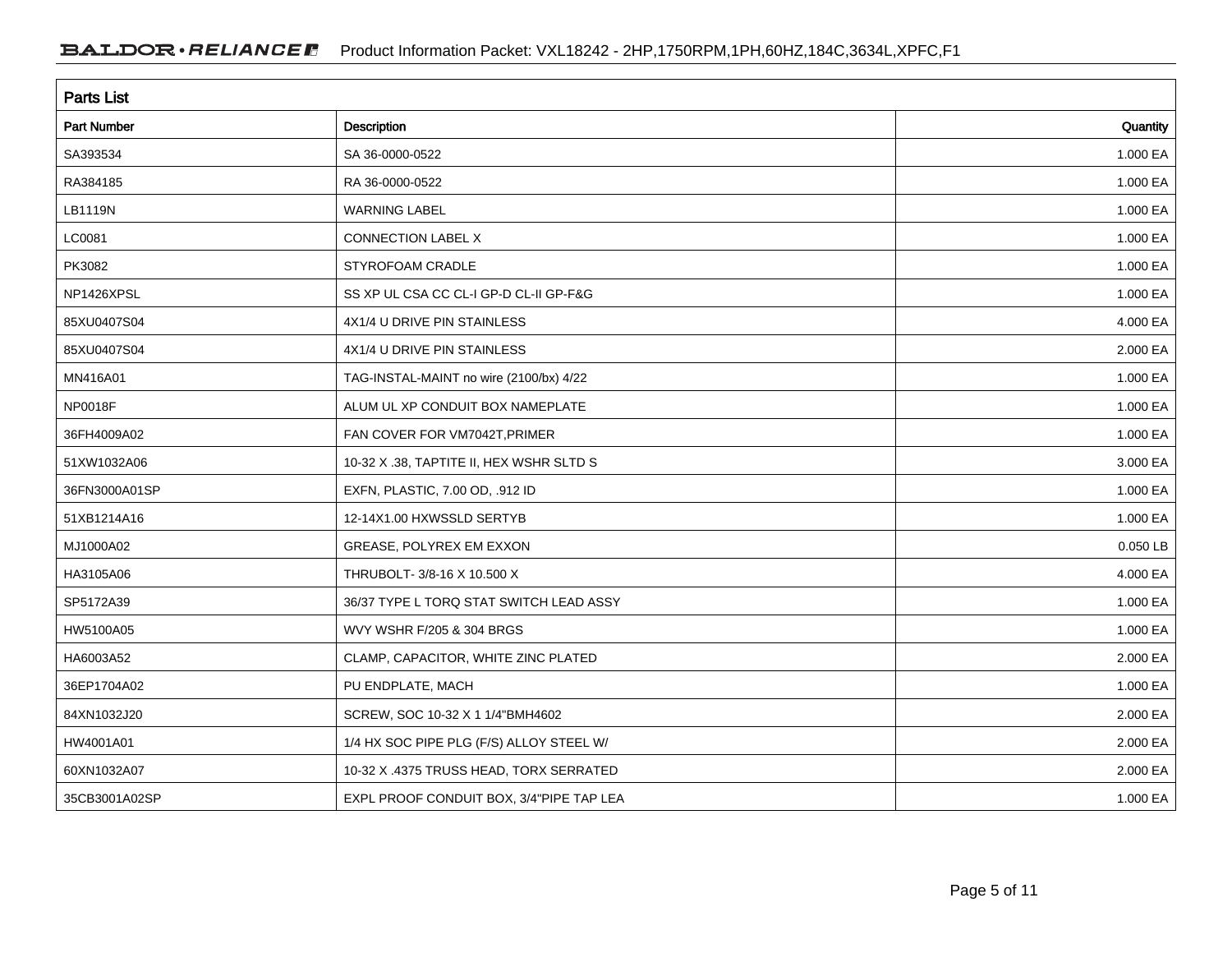## Parts List

| Part Number | Description | Quantity |
|---|---|---|
| SA393534 | SA 36-0000-0522 | 1.000 EA |
| RA384185 | RA 36-0000-0522 | 1.000 EA |
| LB1119N | WARNING LABEL | 1.000 EA |
| LC0081 | CONNECTION LABEL X | 1.000 EA |
| PK3082 | STYROFOAM CRADLE | 1.000 EA |
| NP1426XPSL | SS XP UL CSA CC CL-I GP-D CL-II GP-F&G | 1.000 EA |
| 85XU0407S04 | 4X1/4 U DRIVE PIN STAINLESS | 4.000 EA |
| 85XU0407S04 | 4X1/4 U DRIVE PIN STAINLESS | 2.000 EA |
| MN416A01 | TAG-INSTAL-MAINT no wire (2100/bx) 4/22 | 1.000 EA |
| NP0018F | ALUM UL XP CONDUIT BOX NAMEPLATE | 1.000 EA |
| 36FH4009A02 | FAN COVER FOR VM7042T,PRIMER | 1.000 EA |
| 51XW1032A06 | 10-32 X .38, TAPTITE II, HEX WSHR SLTD S | 3.000 EA |
| 36FN3000A01SP | EXFN, PLASTIC, 7.00 OD, .912 ID | 1.000 EA |
| 51XB1214A16 | 12-14X1.00 HXWSSLD SERTYB | 1.000 EA |
| MJ1000A02 | GREASE, POLYREX EM EXXON | 0.050 LB |
| HA3105A06 | THRUBOLT- 3/8-16 X 10.500 X | 4.000 EA |
| SP5172A39 | 36/37 TYPE L TORQ STAT SWITCH LEAD ASSY | 1.000 EA |
| HW5100A05 | WVY WSHR F/205 & 304 BRGS | 1.000 EA |
| HA6003A52 | CLAMP, CAPACITOR, WHITE ZINC PLATED | 2.000 EA |
| 36EP1704A02 | PU ENDPLATE, MACH | 1.000 EA |
| 84XN1032J20 | SCREW, SOC 10-32 X 1 1/4"BMH4602 | 2.000 EA |
| HW4001A01 | 1/4 HX SOC PIPE PLG (F/S) ALLOY STEEL W/ | 2.000 EA |
| 60XN1032A07 | 10-32 X .4375 TRUSS HEAD, TORX SERRATED | 2.000 EA |
| 35CB3001A02SP | EXPL PROOF CONDUIT BOX, 3/4"PIPE TAP LEA | 1.000 EA |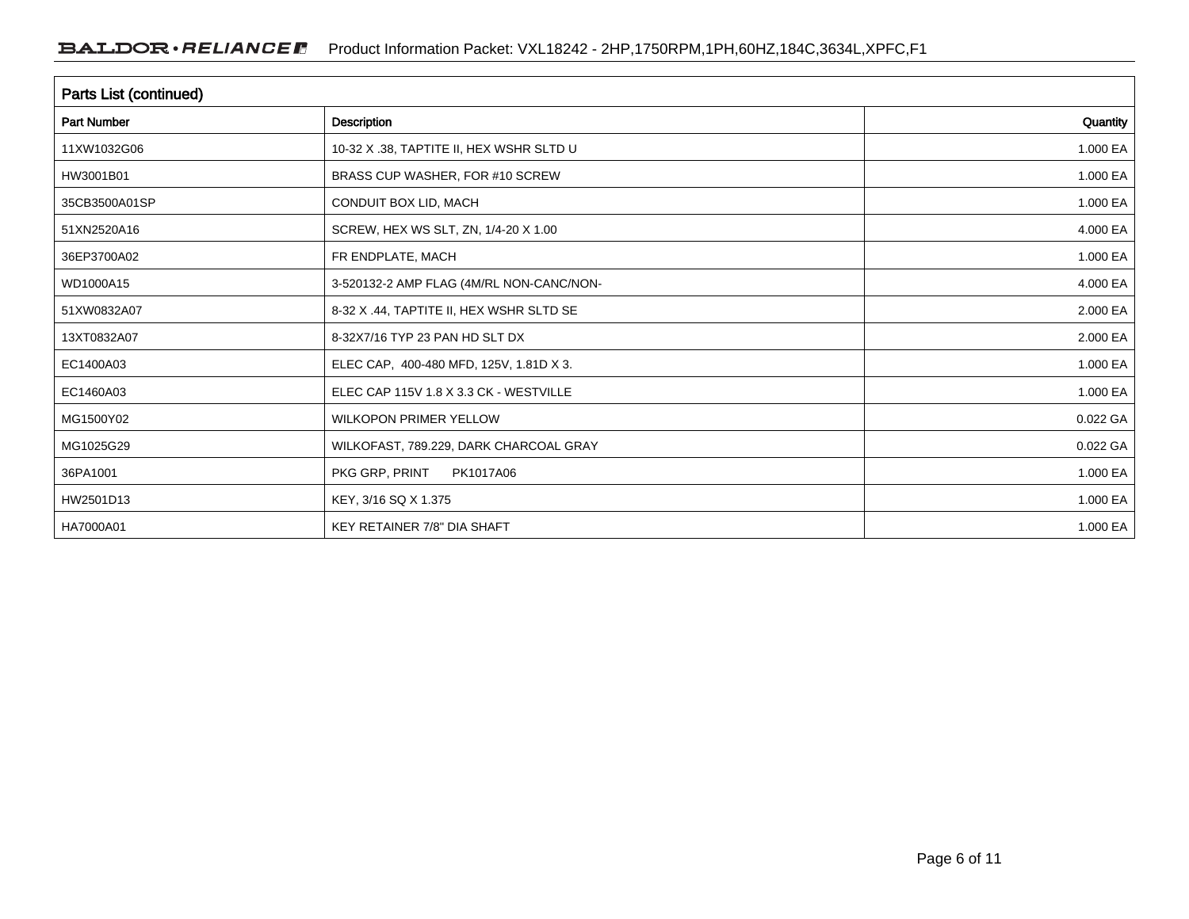## Parts List (continued)

| Part Number | Description | Quantity |
|---|---|---|
| 11XW1032G06 | 10-32 X .38, TAPTITE II, HEX WSHR SLTD U | 1.000 EA |
| HW3001B01 | BRASS CUP WASHER, FOR #10 SCREW | 1.000 EA |
| 35CB3500A01SP | CONDUIT BOX LID, MACH | 1.000 EA |
| 51XN2520A16 | SCREW, HEX WS SLT, ZN, 1/4-20 X 1.00 | 4.000 EA |
| 36EP3700A02 | FR ENDPLATE, MACH | 1.000 EA |
| WD1000A15 | 3-520132-2 AMP FLAG (4M/RL NON-CANC/NON- | 4.000 EA |
| 51XW0832A07 | 8-32 X .44, TAPTITE II, HEX WSHR SLTD SE | 2.000 EA |
| 13XT0832A07 | 8-32X7/16 TYP 23 PAN HD SLT DX | 2.000 EA |
| EC1400A03 | ELEC CAP, 400-480 MFD, 125V, 1.81D X 3. | 1.000 EA |
| EC1460A03 | ELEC CAP 115V 1.8 X 3.3 CK - WESTVILLE | 1.000 EA |
| MG1500Y02 | WILKOPON PRIMER YELLOW | 0.022 GA |
| MG1025G29 | WILKOFAST, 789.229, DARK CHARCOAL GRAY | 0.022 GA |
| 36PA1001 | PKG GRP, PRINT PK1017A06 | 1.000 EA |
| HW2501D13 | KEY, 3/16 SQ X 1.375 | 1.000 EA |
| HA7000A01 | KEY RETAINER 7/8" DIA SHAFT | 1.000 EA |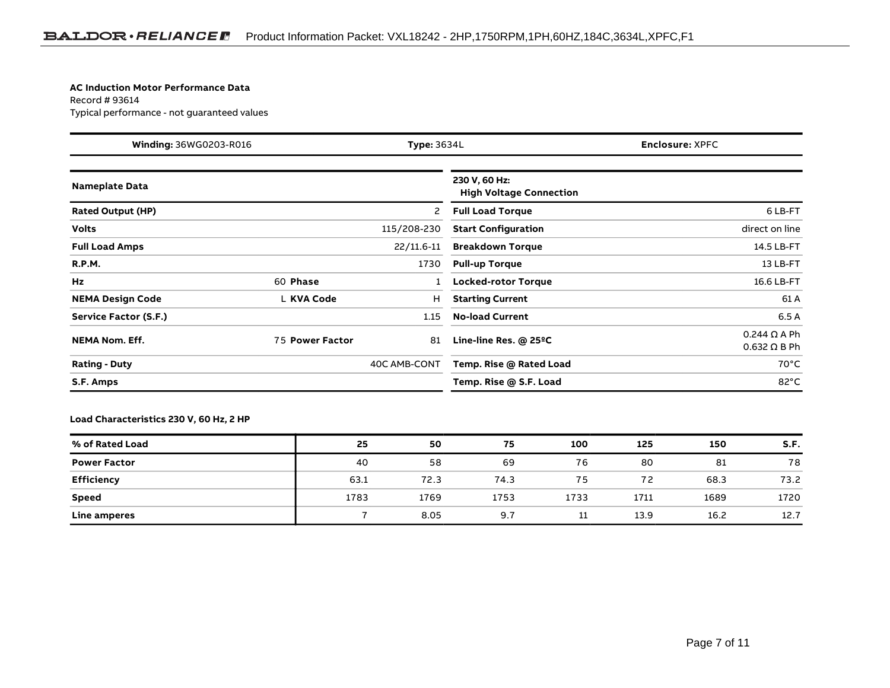**AC Induction Motor Performance Data**

Record # 93614

Typical performance - not guaranteed values

| **Winding:** 36WG0203-R016 | **Type:** 3634L | **Enclosure:** XPFC |
|---|---|---|

| **Nameplate Data** | | | |
|---|---|---|---|
| **Rated Output (HP)** | | | 2 |
| **Volts** | | | 115/208-230 |
| **Full Load Amps** | | | 22/11.6-11 |
| **R.P.M.** | | | 1730 |
| **Hz** | 60 | **Phase** | 1 |
| **NEMA Design Code** | L | **KVA Code** | H |
| **Service Factor (S.F.)** | | | 1.15 |
| **NEMA Nom. Eff.** | 75 | **Power Factor** | 81 |
| **Rating - Duty** | | | 40C AMB-CONT |
| **S.F. Amps** | | | |

| **230 V, 60 Hz: High Voltage Connection** | |
|---|---|
| **Full Load Torque** | 6 LB-FT |
| **Start Configuration** | direct on line |
| **Breakdown Torque** | 14.5 LB-FT |
| **Pull-up Torque** | 13 LB-FT |
| **Locked-rotor Torque** | 16.6 LB-FT |
| **Starting Current** | 61 A |
| **No-load Current** | 6.5 A |
| **Line-line Res. @ 25ºC** | 0.244 Ω A Ph<br>0.632 Ω B Ph |
| **Temp. Rise @ Rated Load** | 70°C |
| **Temp. Rise @ S.F. Load** | 82°C |

**Load Characteristics 230 V, 60 Hz, 2 HP**

| **% of Rated Load** | **25** | **50** | **75** | **100** | **125** | **150** | **S.F.** |
|---|---|---|---|---|---|---|---|
| **Power Factor** | 40 | 58 | 69 | 76 | 80 | 81 | 78 |
| **Efficiency** | 63.1 | 72.3 | 74.3 | 75 | 72 | 68.3 | 73.2 |
| **Speed** | 1783 | 1769 | 1753 | 1733 | 1711 | 1689 | 1720 |
| **Line amperes** | 7 | 8.05 | 9.7 | 11 | 13.9 | 16.2 | 12.7 |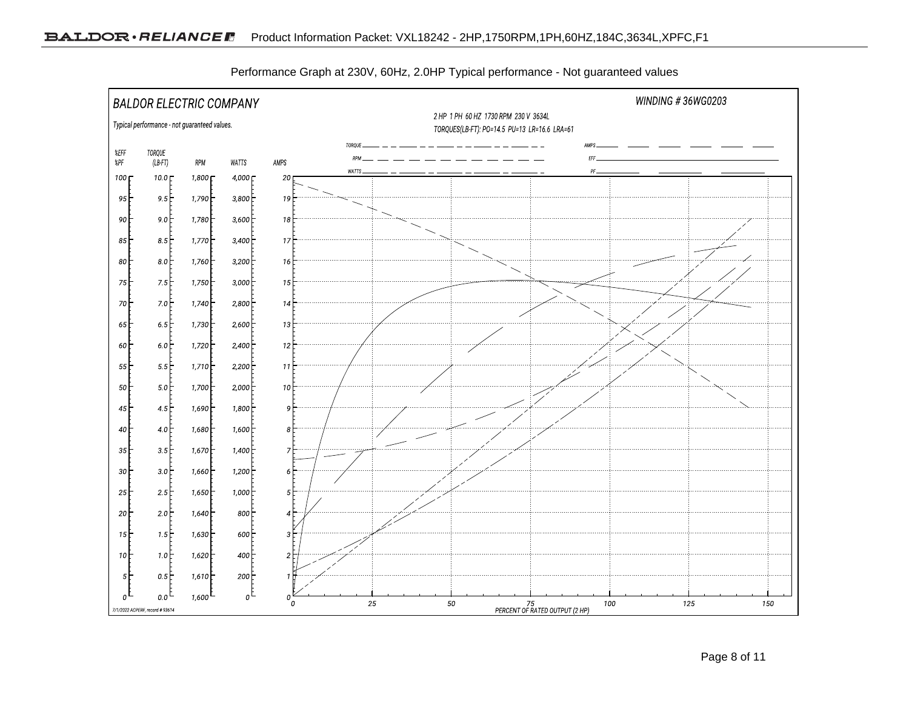Performance Graph at 230V, 60Hz, 2.0HP Typical performance - Not guaranteed values

BALDOR ELECTRIC COMPANY

Typical performance - not guaranteed values.

WINDING # 36WG0203

2 HP 1 PH 60 HZ 1730 RPM 230 V 3634L

TORQUES(LB-FT): PO=14.5 PU=13 LR=16.6 LRA=61

Legend: TORQUE, RPM, WATTS, AMPS, EFF, PF

| %EFF / %PF | TORQUE (LB-FT) | RPM | WATTS | AMPS |
|---|---|---|---|---|
| 100 | 10.0 | 1,800 | 4,000 | 20 |
| 95 | 9.5 | 1,790 | 3,800 | 19 |
| 90 | 9.0 | 1,780 | 3,600 | 18 |
| 85 | 8.5 | 1,770 | 3,400 | 17 |
| 80 | 8.0 | 1,760 | 3,200 | 16 |
| 75 | 7.5 | 1,750 | 3,000 | 15 |
| 70 | 7.0 | 1,740 | 2,800 | 14 |
| 65 | 6.5 | 1,730 | 2,600 | 13 |
| 60 | 6.0 | 1,720 | 2,400 | 12 |
| 55 | 5.5 | 1,710 | 2,200 | 11 |
| 50 | 5.0 | 1,700 | 2,000 | 10 |
| 45 | 4.5 | 1,690 | 1,800 | 9 |
| 40 | 4.0 | 1,680 | 1,600 | 8 |
| 35 | 3.5 | 1,670 | 1,400 | 7 |
| 30 | 3.0 | 1,660 | 1,200 | 6 |
| 25 | 2.5 | 1,650 | 1,000 | 5 |
| 20 | 2.0 | 1,640 | 800 | 4 |
| 15 | 1.5 | 1,630 | 600 | 3 |
| 10 | 1.0 | 1,620 | 400 | 2 |
| 5 | 0.5 | 1,610 | 200 | 1 |
| 0 | 0.0 | 1,600 | 0 | 0 |

PERCENT OF RATED OUTPUT (2 HP): 0, 25, 50, 75, 100, 125, 150

7/1/2022 ACPERF, record # 93614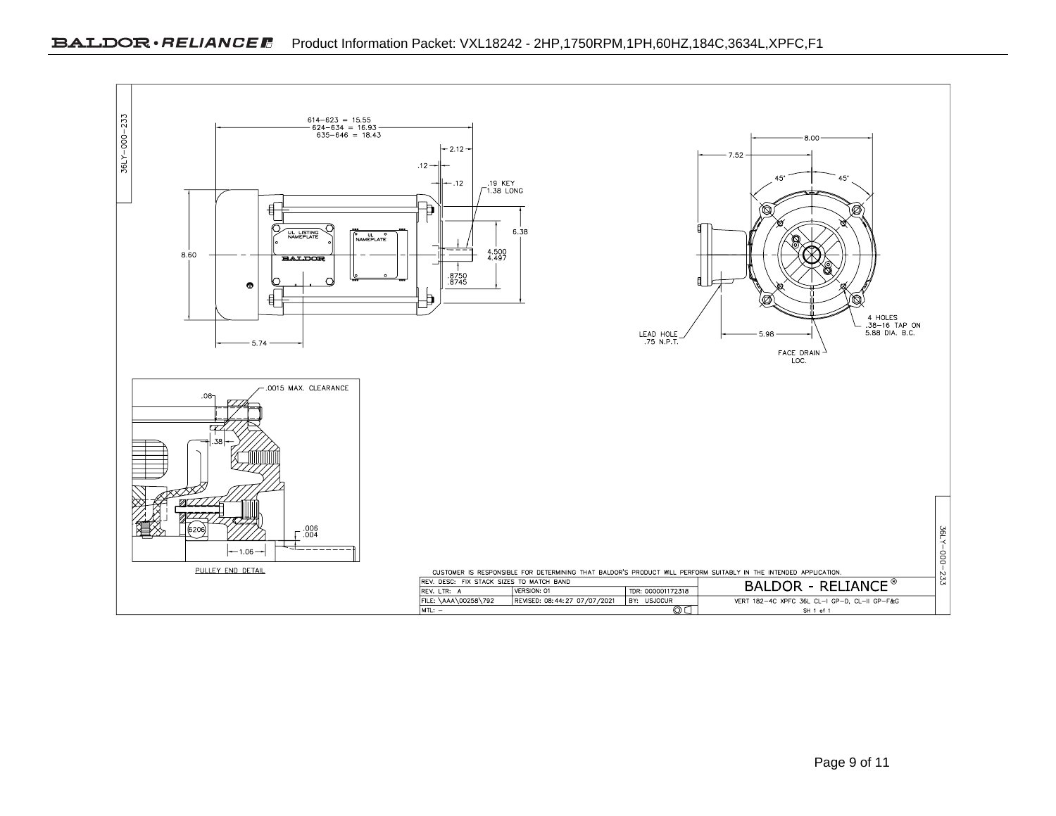36LY-000-233

614–623 = 15.55
624–634 = 16.93
635–646 = 18.43

2.12

.12

.12

.19 KEY
1.38 LONG

6.38

8.60

4.500
4.497

.8750
.8745

5.74

UL LISTING NAMEPLATE

UL NAMEPLATE

BALDOR

8.00

7.52

45°

45°

4 HOLES
.38–16 TAP ON
5.88 DIA. B.C.

LEAD HOLE
.75 N.P.T.

5.98

FACE DRAIN
LOC.

.0015 MAX. CLEARANCE

.08

.38

6206

.006
.004

1.06

PULLEY END DETAIL

CUSTOMER IS RESPONSIBLE FOR DETERMINING THAT BALDOR'S PRODUCT WILL PERFORM SUITABLY IN THE INTENDED APPLICATION.

| REV. DESC: FIX STACK SIZES TO MATCH BAND | | | BALDOR - RELIANCE® |
|---|---|---|---|
| REV. LTR: A | VERSION: 01 | TDR: 000001172318 | |
| FILE: \AAA\00258\792 | REVISED: 08:44:27 07/07/2021 | BY: USJOCUR | VERT 182-4C XPFC 36L CL-I GP-D, CL-II GP-F&G |
| MTL: – | | | SH 1 of 1 |

36LY-000-233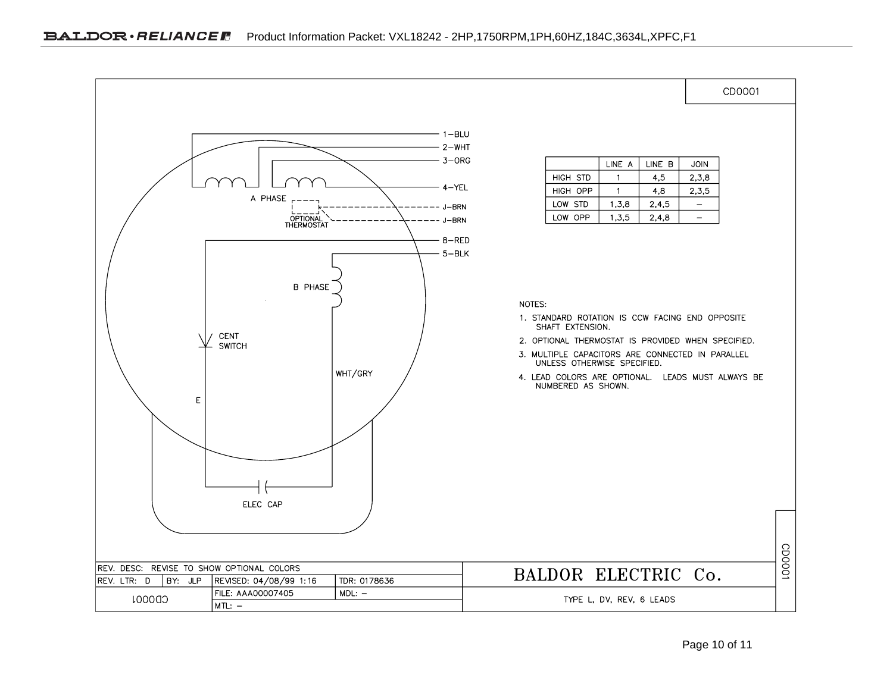CD0001

| | LINE A | LINE B | JOIN |
|---|---|---|---|
| HIGH STD | 1 | 4,5 | 2,3,8 |
| HIGH OPP | 1 | 4,8 | 2,3,5 |
| LOW STD | 1,3,8 | 2,4,5 | – |
| LOW OPP | 1,3,5 | 2,4,8 | – |

1–BLU
2–WHT
3–ORG
4–YEL
J–BRN
J–BRN
8–RED
5–BLK

A PHASE

OPTIONAL THERMOSTAT

B PHASE

CENT SWITCH

WHT/GRY

E

ELEC CAP

NOTES:

1. STANDARD ROTATION IS CCW FACING END OPPOSITE SHAFT EXTENSION.
2. OPTIONAL THERMOSTAT IS PROVIDED WHEN SPECIFIED.
3. MULTIPLE CAPACITORS ARE CONNECTED IN PARALLEL UNLESS OTHERWISE SPECIFIED.
4. LEAD COLORS ARE OPTIONAL. LEADS MUST ALWAYS BE NUMBERED AS SHOWN.

| REV. DESC: REVISE TO SHOW OPTIONAL COLORS | | | | BALDOR ELECTRIC Co. |
|---|---|---|---|---|
| REV. LTR: D | BY: JLP | REVISED: 04/08/99 1:16 | TDR: 0178636 | |
| CD0001 | | FILE: AAA00007405 | MDL: – | TYPE L, DV, REV, 6 LEADS |
| | | MTL: – | | |

CD0001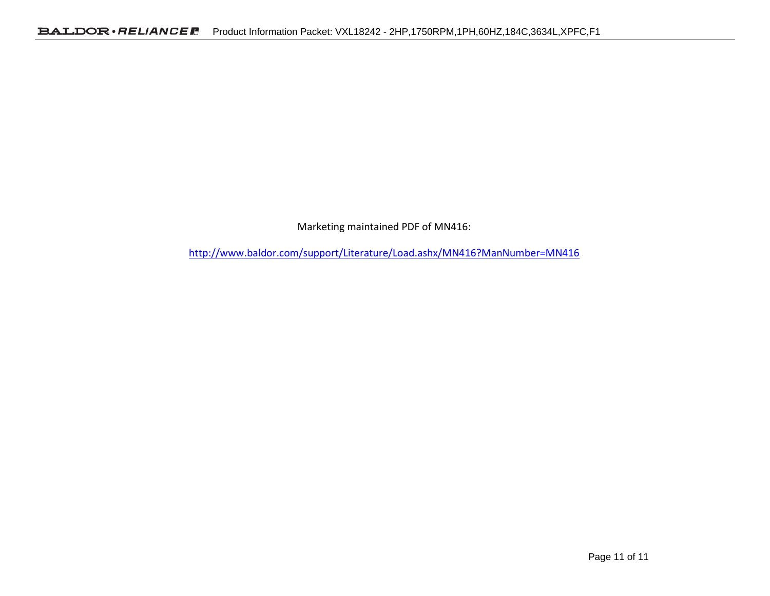Marketing maintained PDF of MN416:

http://www.baldor.com/support/Literature/Load.ashx/MN416?ManNumber=MN416